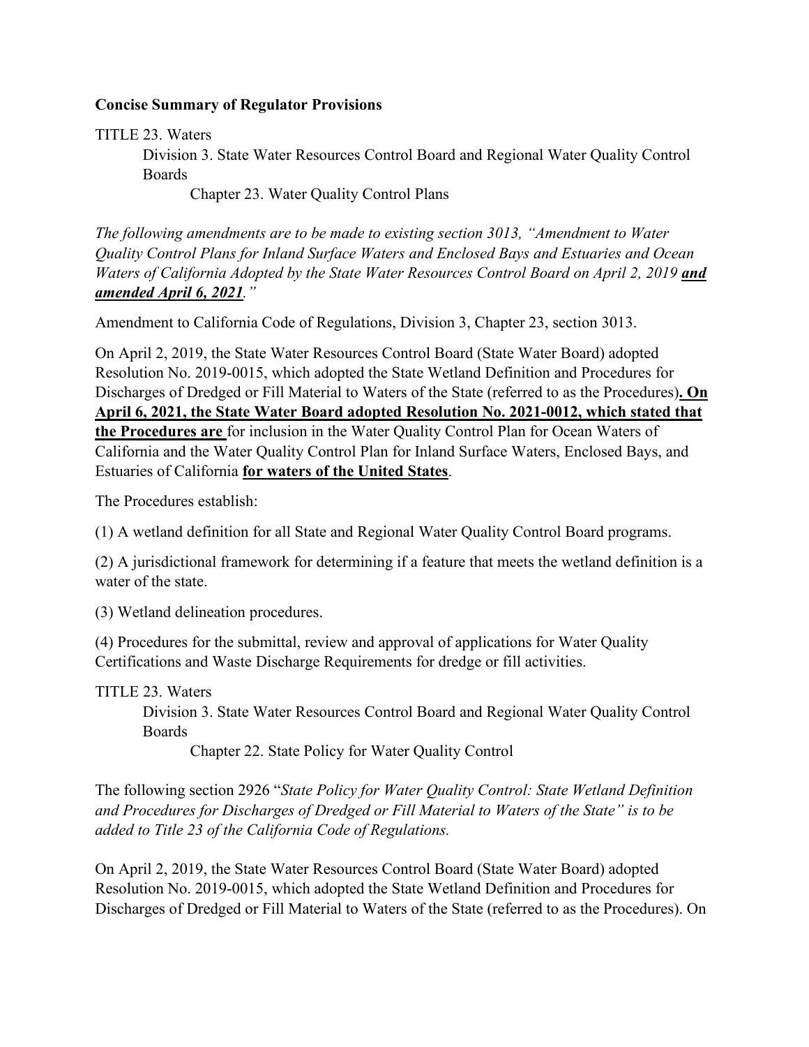**Concise Summary of Regulator Provisions**

TITLE 23. Waters

Division 3. State Water Resources Control Board and Regional Water Quality Control Boards

Chapter 23. Water Quality Control Plans

*The following amendments are to be made to existing section 3013, "Amendment to Water Quality Control Plans for Inland Surface Waters and Enclosed Bays and Estuaries and Ocean Waters of California Adopted by the State Water Resources Control Board on April 2, 2019* ***<u>and amended April 6, 2021</u>****."*

Amendment to California Code of Regulations, Division 3, Chapter 23, section 3013.

On April 2, 2019, the State Water Resources Control Board (State Water Board) adopted Resolution No. 2019-0015, which adopted the State Wetland Definition and Procedures for Discharges of Dredged or Fill Material to Waters of the State (referred to as the Procedures)**<u>. On April 6, 2021, the State Water Board adopted Resolution No. 2021-0012, which stated that the Procedures are</u>** for inclusion in the Water Quality Control Plan for Ocean Waters of California and the Water Quality Control Plan for Inland Surface Waters, Enclosed Bays, and Estuaries of California **<u>for waters of the United States</u>**.

The Procedures establish:

(1) A wetland definition for all State and Regional Water Quality Control Board programs.

(2) A jurisdictional framework for determining if a feature that meets the wetland definition is a water of the state.

(3) Wetland delineation procedures.

(4) Procedures for the submittal, review and approval of applications for Water Quality Certifications and Waste Discharge Requirements for dredge or fill activities.

TITLE 23. Waters

Division 3. State Water Resources Control Board and Regional Water Quality Control Boards

Chapter 22. State Policy for Water Quality Control

The following section 2926 "*State Policy for Water Quality Control: State Wetland Definition and Procedures for Discharges of Dredged or Fill Material to Waters of the State" is to be added to Title 23 of the California Code of Regulations.*

On April 2, 2019, the State Water Resources Control Board (State Water Board) adopted Resolution No. 2019-0015, which adopted the State Wetland Definition and Procedures for Discharges of Dredged or Fill Material to Waters of the State (referred to as the Procedures). On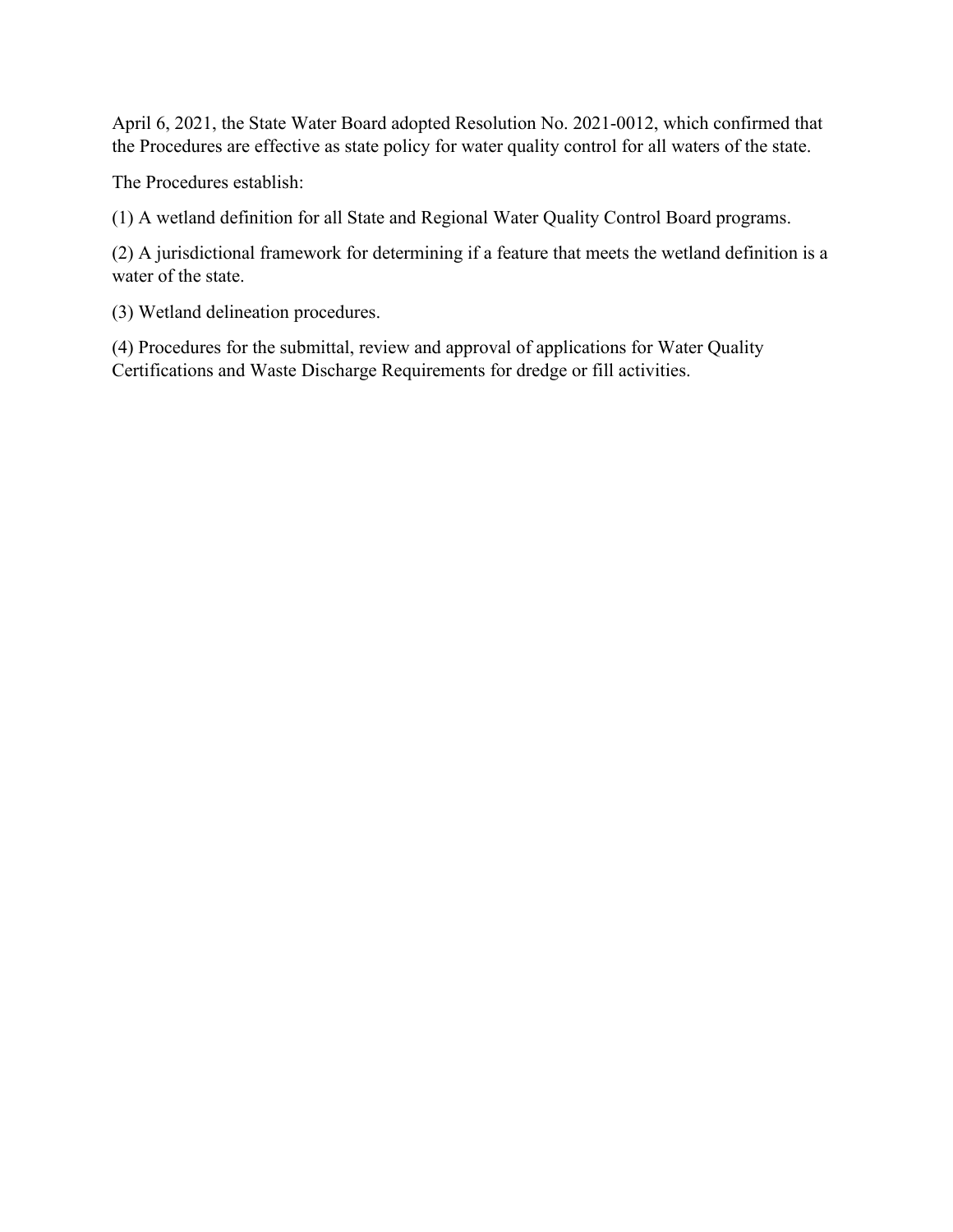April 6, 2021, the State Water Board adopted Resolution No. 2021-0012, which confirmed that the Procedures are effective as state policy for water quality control for all waters of the state.

The Procedures establish:

(1) A wetland definition for all State and Regional Water Quality Control Board programs.

(2) A jurisdictional framework for determining if a feature that meets the wetland definition is a water of the state.

(3) Wetland delineation procedures.

(4) Procedures for the submittal, review and approval of applications for Water Quality Certifications and Waste Discharge Requirements for dredge or fill activities.